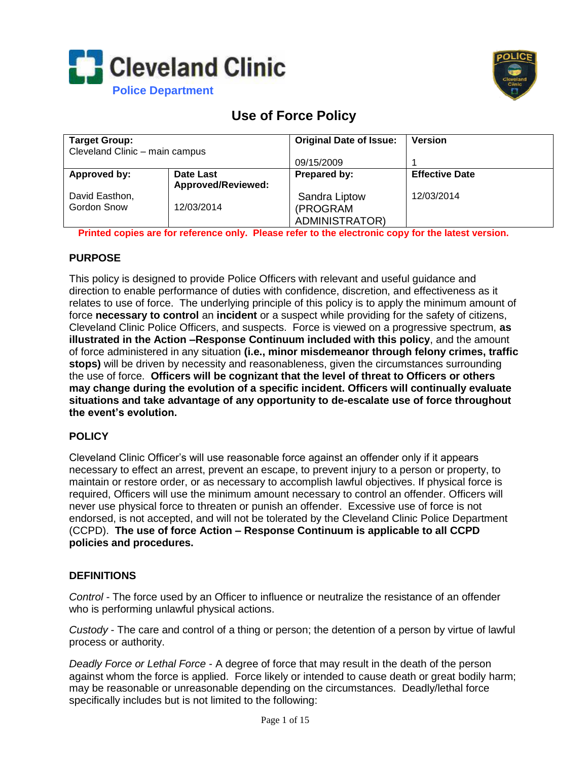Cleveland Clinic

Police Department

# Use of Force Policy

| **Target Group:** Cleveland Clinic – main campus | | **Original Date of Issue:** 09/15/2009 | **Version** 1 |
|---|---|---|---|
| **Approved by:** David Easthon, Gordon Snow | **Date Last Approved/Reviewed:** 12/03/2014 | **Prepared by:** Sandra Liptow (PROGRAM ADMINISTRATOR) | **Effective Date** 12/03/2014 |

**Printed copies are for reference only. Please refer to the electronic copy for the latest version.**

## PURPOSE

This policy is designed to provide Police Officers with relevant and useful guidance and direction to enable performance of duties with confidence, discretion, and effectiveness as it relates to use of force. The underlying principle of this policy is to apply the minimum amount of force **necessary to control** an **incident** or a suspect while providing for the safety of citizens, Cleveland Clinic Police Officers, and suspects. Force is viewed on a progressive spectrum, **as illustrated in the Action –Response Continuum included with this policy**, and the amount of force administered in any situation **(i.e., minor misdemeanor through felony crimes, traffic stops)** will be driven by necessity and reasonableness, given the circumstances surrounding the use of force. **Officers will be cognizant that the level of threat to Officers or others may change during the evolution of a specific incident. Officers will continually evaluate situations and take advantage of any opportunity to de-escalate use of force throughout the event's evolution.**

## POLICY

Cleveland Clinic Officer's will use reasonable force against an offender only if it appears necessary to effect an arrest, prevent an escape, to prevent injury to a person or property, to maintain or restore order, or as necessary to accomplish lawful objectives. If physical force is required, Officers will use the minimum amount necessary to control an offender. Officers will never use physical force to threaten or punish an offender. Excessive use of force is not endorsed, is not accepted, and will not be tolerated by the Cleveland Clinic Police Department (CCPD). **The use of force Action – Response Continuum is applicable to all CCPD policies and procedures.**

## DEFINITIONS

*Control* - The force used by an Officer to influence or neutralize the resistance of an offender who is performing unlawful physical actions.

*Custody* - The care and control of a thing or person; the detention of a person by virtue of lawful process or authority.

*Deadly Force or Lethal Force* - A degree of force that may result in the death of the person against whom the force is applied. Force likely or intended to cause death or great bodily harm; may be reasonable or unreasonable depending on the circumstances. Deadly/lethal force specifically includes but is not limited to the following: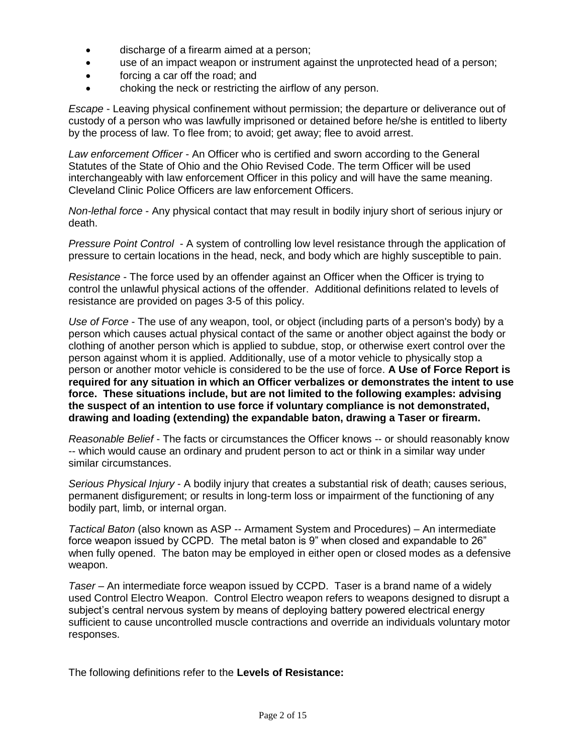- discharge of a firearm aimed at a person;
- use of an impact weapon or instrument against the unprotected head of a person;
- forcing a car off the road; and
- choking the neck or restricting the airflow of any person.

*Escape* - Leaving physical confinement without permission; the departure or deliverance out of custody of a person who was lawfully imprisoned or detained before he/she is entitled to liberty by the process of law. To flee from; to avoid; get away; flee to avoid arrest.

*Law enforcement Officer* - An Officer who is certified and sworn according to the General Statutes of the State of Ohio and the Ohio Revised Code. The term Officer will be used interchangeably with law enforcement Officer in this policy and will have the same meaning. Cleveland Clinic Police Officers are law enforcement Officers.

*Non-lethal force* - Any physical contact that may result in bodily injury short of serious injury or death.

*Pressure Point Control* - A system of controlling low level resistance through the application of pressure to certain locations in the head, neck, and body which are highly susceptible to pain.

*Resistance* - The force used by an offender against an Officer when the Officer is trying to control the unlawful physical actions of the offender. Additional definitions related to levels of resistance are provided on pages 3-5 of this policy.

*Use of Force* - The use of any weapon, tool, or object (including parts of a person's body) by a person which causes actual physical contact of the same or another object against the body or clothing of another person which is applied to subdue, stop, or otherwise exert control over the person against whom it is applied. Additionally, use of a motor vehicle to physically stop a person or another motor vehicle is considered to be the use of force. **A Use of Force Report is required for any situation in which an Officer verbalizes or demonstrates the intent to use force. These situations include, but are not limited to the following examples: advising the suspect of an intention to use force if voluntary compliance is not demonstrated, drawing and loading (extending) the expandable baton, drawing a Taser or firearm.**

*Reasonable Belief* - The facts or circumstances the Officer knows -- or should reasonably know -- which would cause an ordinary and prudent person to act or think in a similar way under similar circumstances.

*Serious Physical Injury* - A bodily injury that creates a substantial risk of death; causes serious, permanent disfigurement; or results in long-term loss or impairment of the functioning of any bodily part, limb, or internal organ.

*Tactical Baton* (also known as ASP -- Armament System and Procedures) – An intermediate force weapon issued by CCPD. The metal baton is 9" when closed and expandable to 26" when fully opened. The baton may be employed in either open or closed modes as a defensive weapon.

*Taser* – An intermediate force weapon issued by CCPD. Taser is a brand name of a widely used Control Electro Weapon. Control Electro weapon refers to weapons designed to disrupt a subject's central nervous system by means of deploying battery powered electrical energy sufficient to cause uncontrolled muscle contractions and override an individuals voluntary motor responses.

The following definitions refer to the **Levels of Resistance:**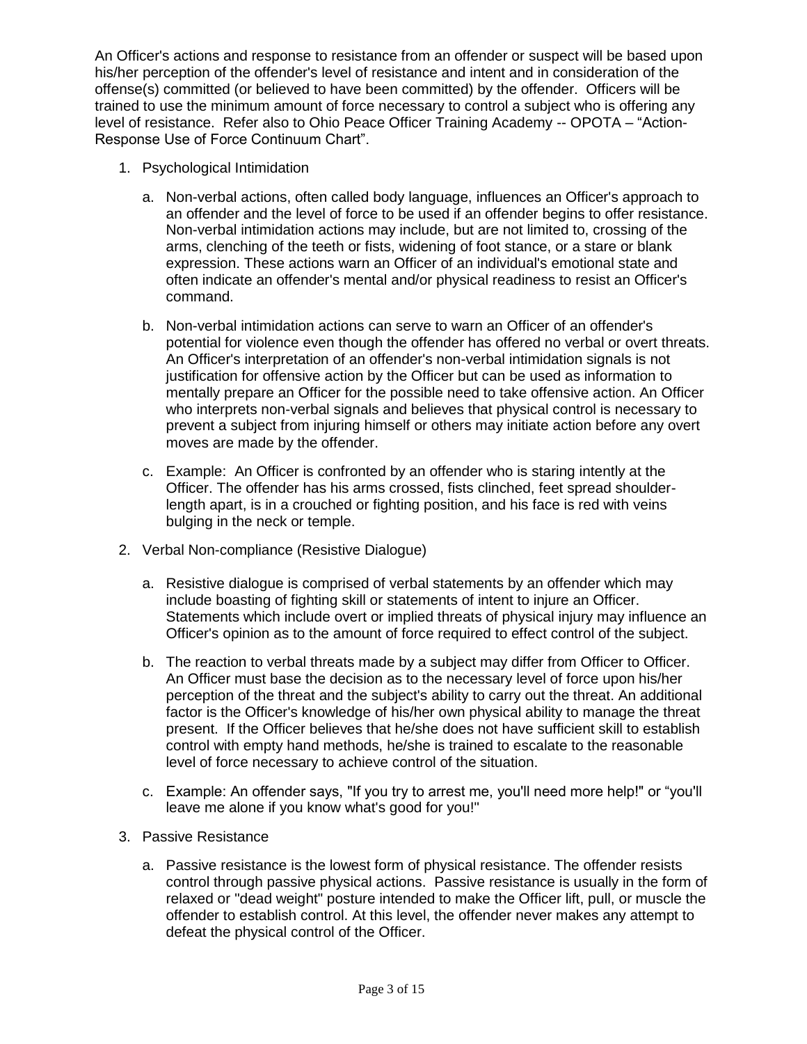An Officer's actions and response to resistance from an offender or suspect will be based upon his/her perception of the offender's level of resistance and intent and in consideration of the offense(s) committed (or believed to have been committed) by the offender. Officers will be trained to use the minimum amount of force necessary to control a subject who is offering any level of resistance. Refer also to Ohio Peace Officer Training Academy -- OPOTA – "Action-Response Use of Force Continuum Chart".

1. Psychological Intimidation

   a. Non-verbal actions, often called body language, influences an Officer's approach to an offender and the level of force to be used if an offender begins to offer resistance. Non-verbal intimidation actions may include, but are not limited to, crossing of the arms, clenching of the teeth or fists, widening of foot stance, or a stare or blank expression. These actions warn an Officer of an individual's emotional state and often indicate an offender's mental and/or physical readiness to resist an Officer's command.

   b. Non-verbal intimidation actions can serve to warn an Officer of an offender's potential for violence even though the offender has offered no verbal or overt threats. An Officer's interpretation of an offender's non-verbal intimidation signals is not justification for offensive action by the Officer but can be used as information to mentally prepare an Officer for the possible need to take offensive action. An Officer who interprets non-verbal signals and believes that physical control is necessary to prevent a subject from injuring himself or others may initiate action before any overt moves are made by the offender.

   c. Example: An Officer is confronted by an offender who is staring intently at the Officer. The offender has his arms crossed, fists clinched, feet spread shoulder-length apart, is in a crouched or fighting position, and his face is red with veins bulging in the neck or temple.

2. Verbal Non-compliance (Resistive Dialogue)

   a. Resistive dialogue is comprised of verbal statements by an offender which may include boasting of fighting skill or statements of intent to injure an Officer. Statements which include overt or implied threats of physical injury may influence an Officer's opinion as to the amount of force required to effect control of the subject.

   b. The reaction to verbal threats made by a subject may differ from Officer to Officer. An Officer must base the decision as to the necessary level of force upon his/her perception of the threat and the subject's ability to carry out the threat. An additional factor is the Officer's knowledge of his/her own physical ability to manage the threat present. If the Officer believes that he/she does not have sufficient skill to establish control with empty hand methods, he/she is trained to escalate to the reasonable level of force necessary to achieve control of the situation.

   c. Example: An offender says, "If you try to arrest me, you'll need more help!" or "you'll leave me alone if you know what's good for you!"

3. Passive Resistance

   a. Passive resistance is the lowest form of physical resistance. The offender resists control through passive physical actions. Passive resistance is usually in the form of relaxed or "dead weight" posture intended to make the Officer lift, pull, or muscle the offender to establish control. At this level, the offender never makes any attempt to defeat the physical control of the Officer.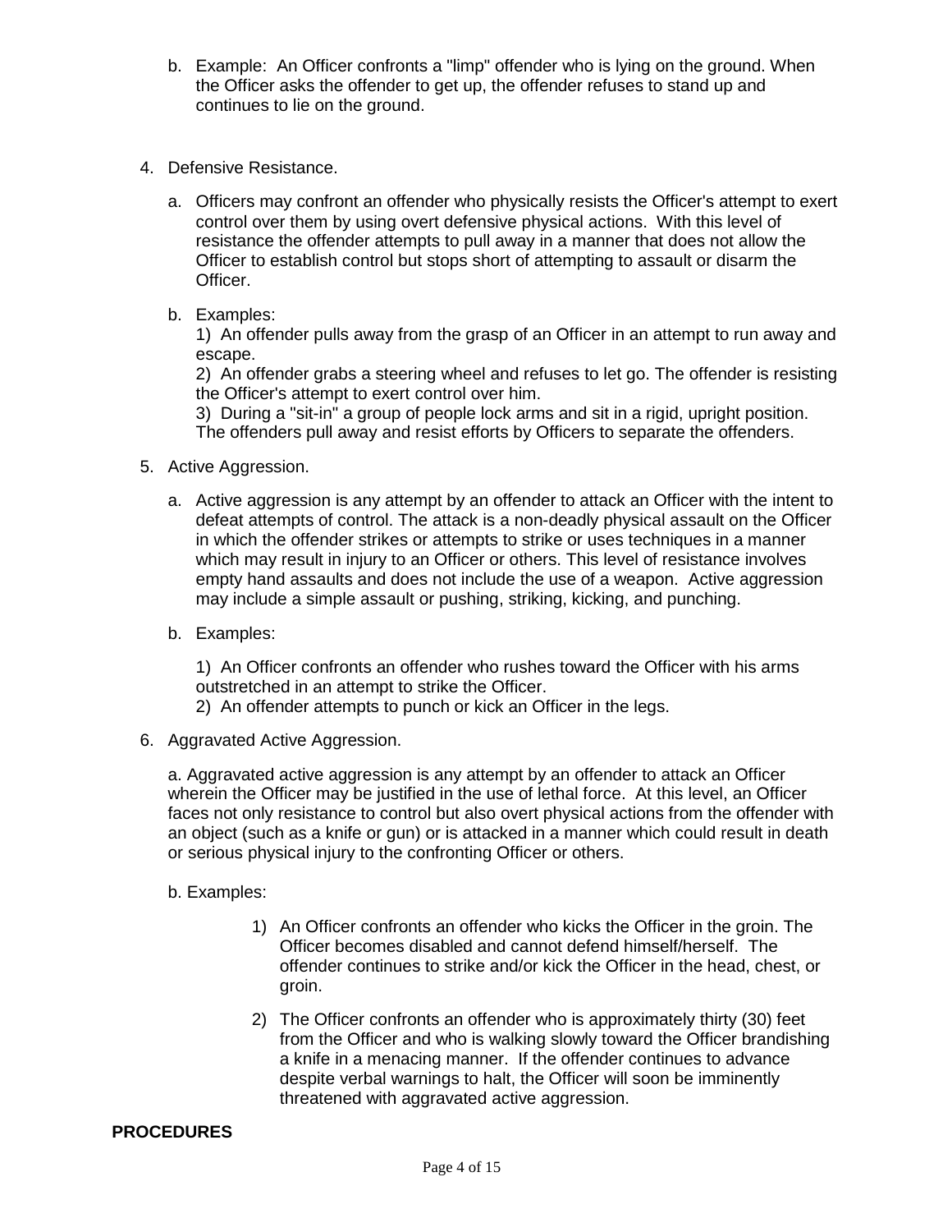b. Example: An Officer confronts a "limp" offender who is lying on the ground. When the Officer asks the offender to get up, the offender refuses to stand up and continues to lie on the ground.

4. Defensive Resistance.

   a. Officers may confront an offender who physically resists the Officer's attempt to exert control over them by using overt defensive physical actions. With this level of resistance the offender attempts to pull away in a manner that does not allow the Officer to establish control but stops short of attempting to assault or disarm the Officer.

   b. Examples:
      1) An offender pulls away from the grasp of an Officer in an attempt to run away and escape.
      2) An offender grabs a steering wheel and refuses to let go. The offender is resisting the Officer's attempt to exert control over him.
      3) During a "sit-in" a group of people lock arms and sit in a rigid, upright position. The offenders pull away and resist efforts by Officers to separate the offenders.

5. Active Aggression.

   a. Active aggression is any attempt by an offender to attack an Officer with the intent to defeat attempts of control. The attack is a non-deadly physical assault on the Officer in which the offender strikes or attempts to strike or uses techniques in a manner which may result in injury to an Officer or others. This level of resistance involves empty hand assaults and does not include the use of a weapon. Active aggression may include a simple assault or pushing, striking, kicking, and punching.

   b. Examples:

      1) An Officer confronts an offender who rushes toward the Officer with his arms outstretched in an attempt to strike the Officer.
      2) An offender attempts to punch or kick an Officer in the legs.

6. Aggravated Active Aggression.

   a. Aggravated active aggression is any attempt by an offender to attack an Officer wherein the Officer may be justified in the use of lethal force. At this level, an Officer faces not only resistance to control but also overt physical actions from the offender with an object (such as a knife or gun) or is attacked in a manner which could result in death or serious physical injury to the confronting Officer or others.

   b. Examples:

      1) An Officer confronts an offender who kicks the Officer in the groin. The Officer becomes disabled and cannot defend himself/herself. The offender continues to strike and/or kick the Officer in the head, chest, or groin.

      2) The Officer confronts an offender who is approximately thirty (30) feet from the Officer and who is walking slowly toward the Officer brandishing a knife in a menacing manner. If the offender continues to advance despite verbal warnings to halt, the Officer will soon be imminently threatened with aggravated active aggression.

**PROCEDURES**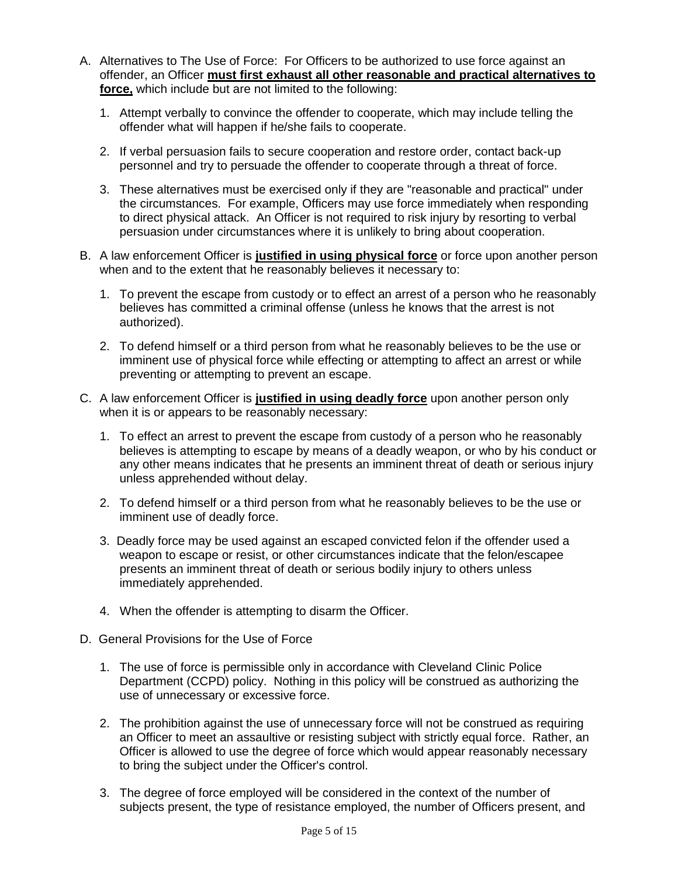A. Alternatives to The Use of Force: For Officers to be authorized to use force against an offender, an Officer **must first exhaust all other reasonable and practical alternatives to force,** which include but are not limited to the following:

   1. Attempt verbally to convince the offender to cooperate, which may include telling the offender what will happen if he/she fails to cooperate.

   2. If verbal persuasion fails to secure cooperation and restore order, contact back-up personnel and try to persuade the offender to cooperate through a threat of force.

   3. These alternatives must be exercised only if they are "reasonable and practical" under the circumstances. For example, Officers may use force immediately when responding to direct physical attack. An Officer is not required to risk injury by resorting to verbal persuasion under circumstances where it is unlikely to bring about cooperation.

B. A law enforcement Officer is **justified in using physical force** or force upon another person when and to the extent that he reasonably believes it necessary to:

   1. To prevent the escape from custody or to effect an arrest of a person who he reasonably believes has committed a criminal offense (unless he knows that the arrest is not authorized).

   2. To defend himself or a third person from what he reasonably believes to be the use or imminent use of physical force while effecting or attempting to affect an arrest or while preventing or attempting to prevent an escape.

C. A law enforcement Officer is **justified in using deadly force** upon another person only when it is or appears to be reasonably necessary:

   1. To effect an arrest to prevent the escape from custody of a person who he reasonably believes is attempting to escape by means of a deadly weapon, or who by his conduct or any other means indicates that he presents an imminent threat of death or serious injury unless apprehended without delay.

   2. To defend himself or a third person from what he reasonably believes to be the use or imminent use of deadly force.

   3. Deadly force may be used against an escaped convicted felon if the offender used a weapon to escape or resist, or other circumstances indicate that the felon/escapee presents an imminent threat of death or serious bodily injury to others unless immediately apprehended.

   4. When the offender is attempting to disarm the Officer.

D. General Provisions for the Use of Force

   1. The use of force is permissible only in accordance with Cleveland Clinic Police Department (CCPD) policy. Nothing in this policy will be construed as authorizing the use of unnecessary or excessive force.

   2. The prohibition against the use of unnecessary force will not be construed as requiring an Officer to meet an assaultive or resisting subject with strictly equal force. Rather, an Officer is allowed to use the degree of force which would appear reasonably necessary to bring the subject under the Officer's control.

   3. The degree of force employed will be considered in the context of the number of subjects present, the type of resistance employed, the number of Officers present, and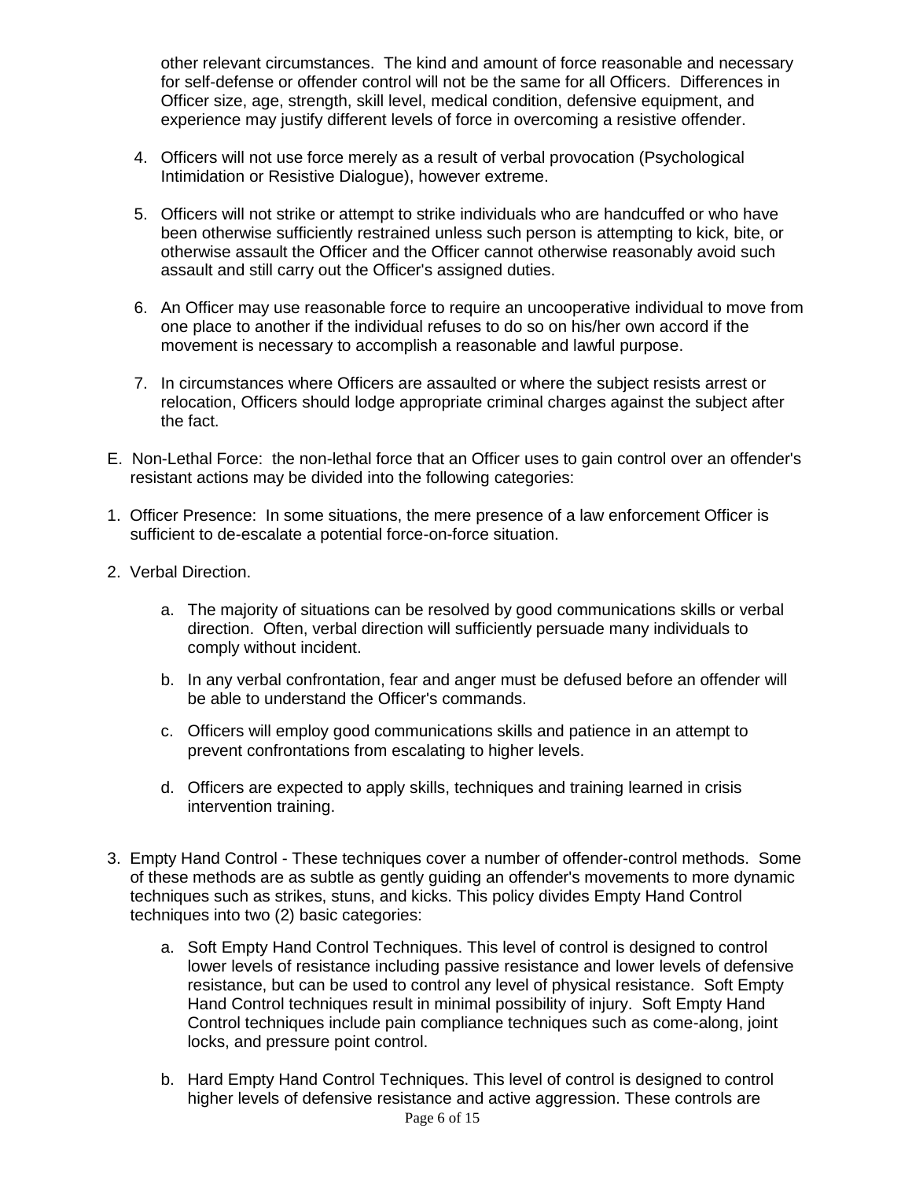other relevant circumstances. The kind and amount of force reasonable and necessary for self-defense or offender control will not be the same for all Officers. Differences in Officer size, age, strength, skill level, medical condition, defensive equipment, and experience may justify different levels of force in overcoming a resistive offender.

4. Officers will not use force merely as a result of verbal provocation (Psychological Intimidation or Resistive Dialogue), however extreme.

5. Officers will not strike or attempt to strike individuals who are handcuffed or who have been otherwise sufficiently restrained unless such person is attempting to kick, bite, or otherwise assault the Officer and the Officer cannot otherwise reasonably avoid such assault and still carry out the Officer's assigned duties.

6. An Officer may use reasonable force to require an uncooperative individual to move from one place to another if the individual refuses to do so on his/her own accord if the movement is necessary to accomplish a reasonable and lawful purpose.

7. In circumstances where Officers are assaulted or where the subject resists arrest or relocation, Officers should lodge appropriate criminal charges against the subject after the fact.

E. Non-Lethal Force: the non-lethal force that an Officer uses to gain control over an offender's resistant actions may be divided into the following categories:

1. Officer Presence: In some situations, the mere presence of a law enforcement Officer is sufficient to de-escalate a potential force-on-force situation.

2. Verbal Direction.

   a. The majority of situations can be resolved by good communications skills or verbal direction. Often, verbal direction will sufficiently persuade many individuals to comply without incident.

   b. In any verbal confrontation, fear and anger must be defused before an offender will be able to understand the Officer's commands.

   c. Officers will employ good communications skills and patience in an attempt to prevent confrontations from escalating to higher levels.

   d. Officers are expected to apply skills, techniques and training learned in crisis intervention training.

3. Empty Hand Control - These techniques cover a number of offender-control methods. Some of these methods are as subtle as gently guiding an offender's movements to more dynamic techniques such as strikes, stuns, and kicks. This policy divides Empty Hand Control techniques into two (2) basic categories:

   a. Soft Empty Hand Control Techniques. This level of control is designed to control lower levels of resistance including passive resistance and lower levels of defensive resistance, but can be used to control any level of physical resistance. Soft Empty Hand Control techniques result in minimal possibility of injury. Soft Empty Hand Control techniques include pain compliance techniques such as come-along, joint locks, and pressure point control.

   b. Hard Empty Hand Control Techniques. This level of control is designed to control higher levels of defensive resistance and active aggression. These controls are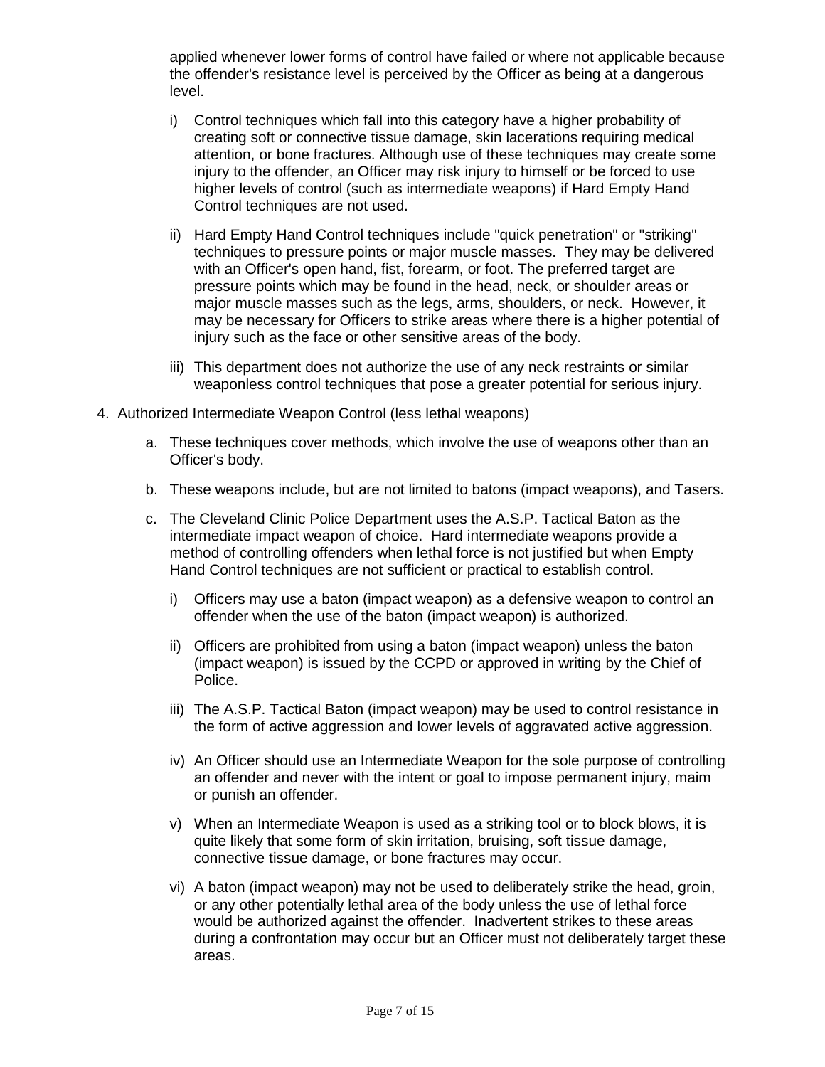applied whenever lower forms of control have failed or where not applicable because the offender's resistance level is perceived by the Officer as being at a dangerous level.

i) Control techniques which fall into this category have a higher probability of creating soft or connective tissue damage, skin lacerations requiring medical attention, or bone fractures. Although use of these techniques may create some injury to the offender, an Officer may risk injury to himself or be forced to use higher levels of control (such as intermediate weapons) if Hard Empty Hand Control techniques are not used.

ii) Hard Empty Hand Control techniques include "quick penetration" or "striking" techniques to pressure points or major muscle masses. They may be delivered with an Officer's open hand, fist, forearm, or foot. The preferred target are pressure points which may be found in the head, neck, or shoulder areas or major muscle masses such as the legs, arms, shoulders, or neck. However, it may be necessary for Officers to strike areas where there is a higher potential of injury such as the face or other sensitive areas of the body.

iii) This department does not authorize the use of any neck restraints or similar weaponless control techniques that pose a greater potential for serious injury.

4. Authorized Intermediate Weapon Control (less lethal weapons)

   a. These techniques cover methods, which involve the use of weapons other than an Officer's body.

   b. These weapons include, but are not limited to batons (impact weapons), and Tasers.

   c. The Cleveland Clinic Police Department uses the A.S.P. Tactical Baton as the intermediate impact weapon of choice. Hard intermediate weapons provide a method of controlling offenders when lethal force is not justified but when Empty Hand Control techniques are not sufficient or practical to establish control.

      i) Officers may use a baton (impact weapon) as a defensive weapon to control an offender when the use of the baton (impact weapon) is authorized.

      ii) Officers are prohibited from using a baton (impact weapon) unless the baton (impact weapon) is issued by the CCPD or approved in writing by the Chief of Police.

      iii) The A.S.P. Tactical Baton (impact weapon) may be used to control resistance in the form of active aggression and lower levels of aggravated active aggression.

      iv) An Officer should use an Intermediate Weapon for the sole purpose of controlling an offender and never with the intent or goal to impose permanent injury, maim or punish an offender.

      v) When an Intermediate Weapon is used as a striking tool or to block blows, it is quite likely that some form of skin irritation, bruising, soft tissue damage, connective tissue damage, or bone fractures may occur.

      vi) A baton (impact weapon) may not be used to deliberately strike the head, groin, or any other potentially lethal area of the body unless the use of lethal force would be authorized against the offender. Inadvertent strikes to these areas during a confrontation may occur but an Officer must not deliberately target these areas.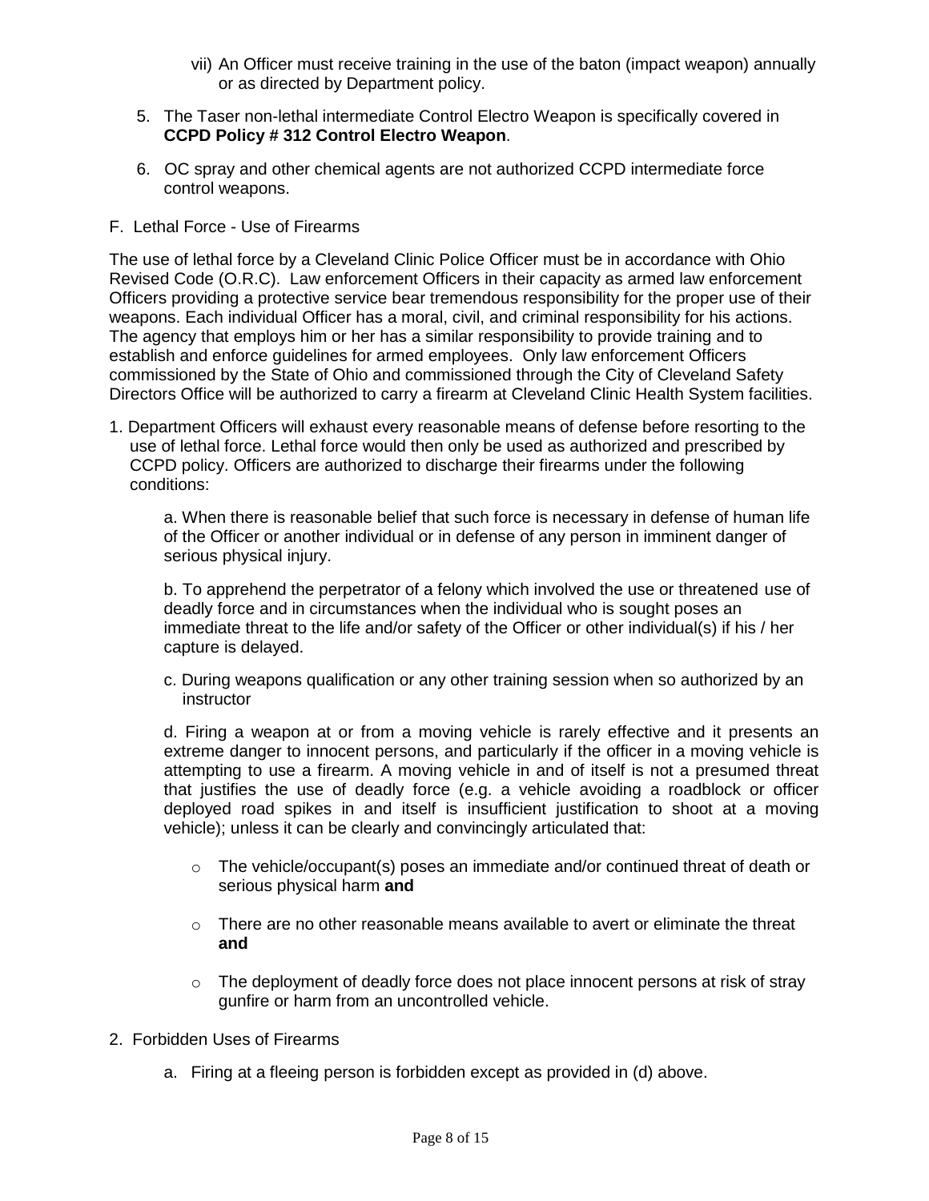vii) An Officer must receive training in the use of the baton (impact weapon) annually or as directed by Department policy.

5. The Taser non-lethal intermediate Control Electro Weapon is specifically covered in **CCPD Policy # 312 Control Electro Weapon**.

6. OC spray and other chemical agents are not authorized CCPD intermediate force control weapons.

F. Lethal Force - Use of Firearms

The use of lethal force by a Cleveland Clinic Police Officer must be in accordance with Ohio Revised Code (O.R.C). Law enforcement Officers in their capacity as armed law enforcement Officers providing a protective service bear tremendous responsibility for the proper use of their weapons. Each individual Officer has a moral, civil, and criminal responsibility for his actions. The agency that employs him or her has a similar responsibility to provide training and to establish and enforce guidelines for armed employees. Only law enforcement Officers commissioned by the State of Ohio and commissioned through the City of Cleveland Safety Directors Office will be authorized to carry a firearm at Cleveland Clinic Health System facilities.

1. Department Officers will exhaust every reasonable means of defense before resorting to the use of lethal force. Lethal force would then only be used as authorized and prescribed by CCPD policy. Officers are authorized to discharge their firearms under the following conditions:

   a. When there is reasonable belief that such force is necessary in defense of human life of the Officer or another individual or in defense of any person in imminent danger of serious physical injury.

   b. To apprehend the perpetrator of a felony which involved the use or threatened use of deadly force and in circumstances when the individual who is sought poses an immediate threat to the life and/or safety of the Officer or other individual(s) if his / her capture is delayed.

   c. During weapons qualification or any other training session when so authorized by an instructor

   d. Firing a weapon at or from a moving vehicle is rarely effective and it presents an extreme danger to innocent persons, and particularly if the officer in a moving vehicle is attempting to use a firearm. A moving vehicle in and of itself is not a presumed threat that justifies the use of deadly force (e.g. a vehicle avoiding a roadblock or officer deployed road spikes in and itself is insufficient justification to shoot at a moving vehicle); unless it can be clearly and convincingly articulated that:

      - The vehicle/occupant(s) poses an immediate and/or continued threat of death or serious physical harm **and**

      - There are no other reasonable means available to avert or eliminate the threat **and**

      - The deployment of deadly force does not place innocent persons at risk of stray gunfire or harm from an uncontrolled vehicle.

2. Forbidden Uses of Firearms

   a. Firing at a fleeing person is forbidden except as provided in (d) above.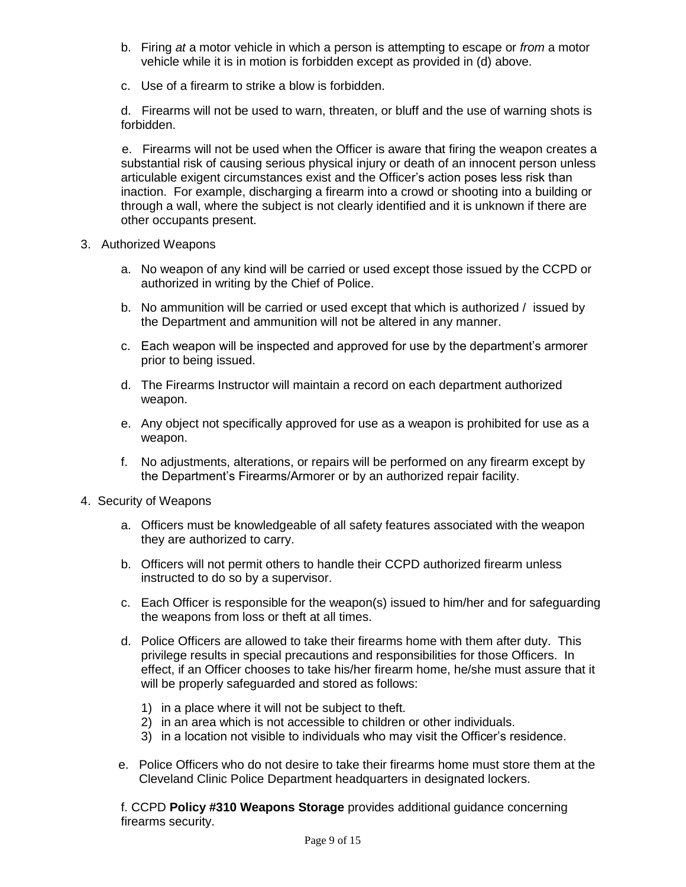b. Firing *at* a motor vehicle in which a person is attempting to escape or *from* a motor vehicle while it is in motion is forbidden except as provided in (d) above.

c. Use of a firearm to strike a blow is forbidden.

d. Firearms will not be used to warn, threaten, or bluff and the use of warning shots is forbidden.

e. Firearms will not be used when the Officer is aware that firing the weapon creates a substantial risk of causing serious physical injury or death of an innocent person unless articulable exigent circumstances exist and the Officer's action poses less risk than inaction. For example, discharging a firearm into a crowd or shooting into a building or through a wall, where the subject is not clearly identified and it is unknown if there are other occupants present.

3. Authorized Weapons

   a. No weapon of any kind will be carried or used except those issued by the CCPD or authorized in writing by the Chief of Police.

   b. No ammunition will be carried or used except that which is authorized / issued by the Department and ammunition will not be altered in any manner.

   c. Each weapon will be inspected and approved for use by the department's armorer prior to being issued.

   d. The Firearms Instructor will maintain a record on each department authorized weapon.

   e. Any object not specifically approved for use as a weapon is prohibited for use as a weapon.

   f. No adjustments, alterations, or repairs will be performed on any firearm except by the Department's Firearms/Armorer or by an authorized repair facility.

4. Security of Weapons

   a. Officers must be knowledgeable of all safety features associated with the weapon they are authorized to carry.

   b. Officers will not permit others to handle their CCPD authorized firearm unless instructed to do so by a supervisor.

   c. Each Officer is responsible for the weapon(s) issued to him/her and for safeguarding the weapons from loss or theft at all times.

   d. Police Officers are allowed to take their firearms home with them after duty. This privilege results in special precautions and responsibilities for those Officers. In effect, if an Officer chooses to take his/her firearm home, he/she must assure that it will be properly safeguarded and stored as follows:

      1) in a place where it will not be subject to theft.
      2) in an area which is not accessible to children or other individuals.
      3) in a location not visible to individuals who may visit the Officer's residence.

   e. Police Officers who do not desire to take their firearms home must store them at the Cleveland Clinic Police Department headquarters in designated lockers.

   f. CCPD **Policy #310 Weapons Storage** provides additional guidance concerning firearms security.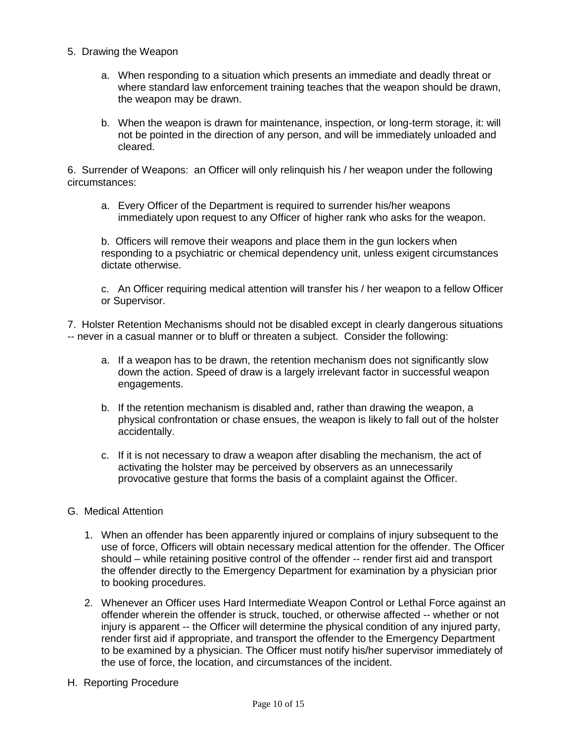5. Drawing the Weapon

   a. When responding to a situation which presents an immediate and deadly threat or where standard law enforcement training teaches that the weapon should be drawn, the weapon may be drawn.

   b. When the weapon is drawn for maintenance, inspection, or long-term storage, it: will not be pointed in the direction of any person, and will be immediately unloaded and cleared.

6. Surrender of Weapons: an Officer will only relinquish his / her weapon under the following circumstances:

   a. Every Officer of the Department is required to surrender his/her weapons immediately upon request to any Officer of higher rank who asks for the weapon.

   b. Officers will remove their weapons and place them in the gun lockers when responding to a psychiatric or chemical dependency unit, unless exigent circumstances dictate otherwise.

   c. An Officer requiring medical attention will transfer his / her weapon to a fellow Officer or Supervisor.

7. Holster Retention Mechanisms should not be disabled except in clearly dangerous situations -- never in a casual manner or to bluff or threaten a subject. Consider the following:

   a. If a weapon has to be drawn, the retention mechanism does not significantly slow down the action. Speed of draw is a largely irrelevant factor in successful weapon engagements.

   b. If the retention mechanism is disabled and, rather than drawing the weapon, a physical confrontation or chase ensues, the weapon is likely to fall out of the holster accidentally.

   c. If it is not necessary to draw a weapon after disabling the mechanism, the act of activating the holster may be perceived by observers as an unnecessarily provocative gesture that forms the basis of a complaint against the Officer.

G. Medical Attention

1. When an offender has been apparently injured or complains of injury subsequent to the use of force, Officers will obtain necessary medical attention for the offender. The Officer should – while retaining positive control of the offender -- render first aid and transport the offender directly to the Emergency Department for examination by a physician prior to booking procedures.

2. Whenever an Officer uses Hard Intermediate Weapon Control or Lethal Force against an offender wherein the offender is struck, touched, or otherwise affected -- whether or not injury is apparent -- the Officer will determine the physical condition of any injured party, render first aid if appropriate, and transport the offender to the Emergency Department to be examined by a physician. The Officer must notify his/her supervisor immediately of the use of force, the location, and circumstances of the incident.

H. Reporting Procedure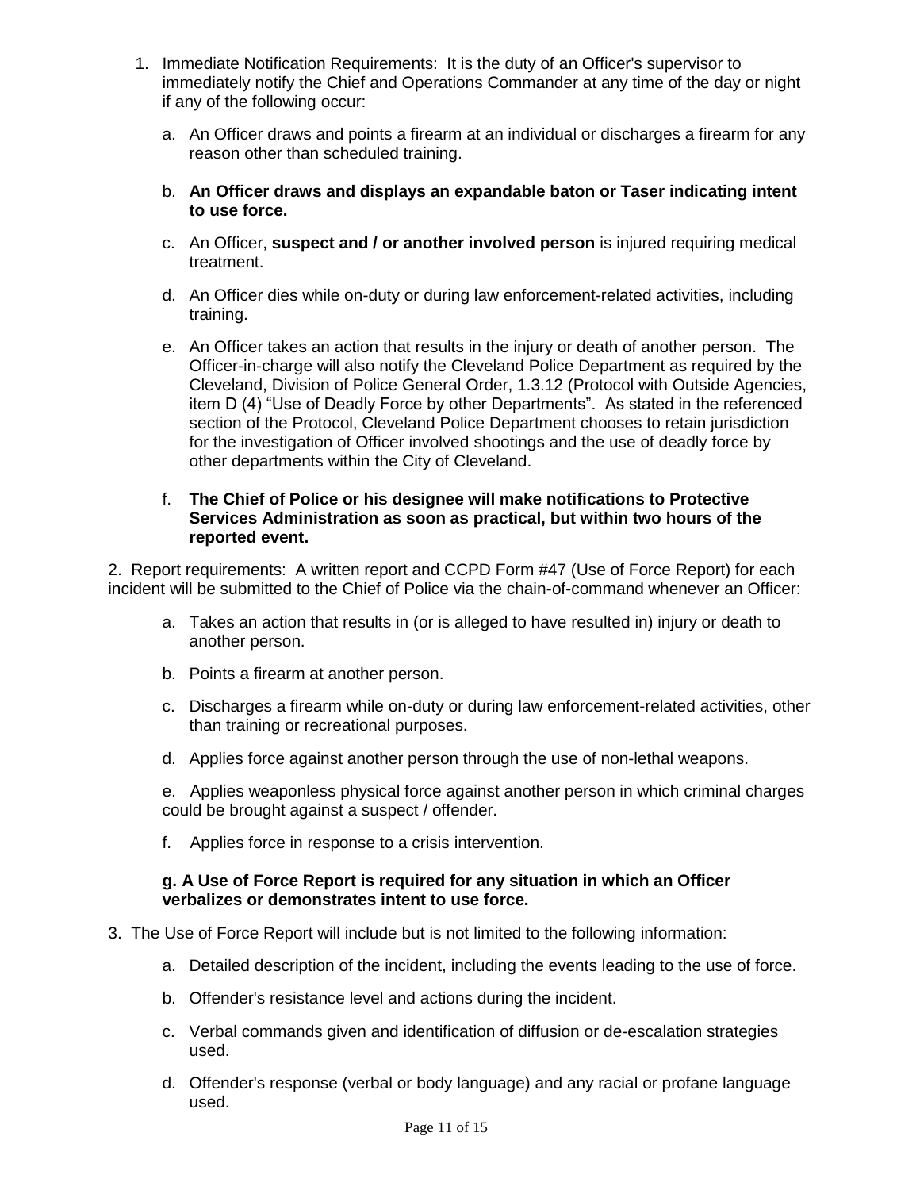1. Immediate Notification Requirements: It is the duty of an Officer's supervisor to immediately notify the Chief and Operations Commander at any time of the day or night if any of the following occur:

   a. An Officer draws and points a firearm at an individual or discharges a firearm for any reason other than scheduled training.

   b. **An Officer draws and displays an expandable baton or Taser indicating intent to use force.**

   c. An Officer, **suspect and / or another involved person** is injured requiring medical treatment.

   d. An Officer dies while on-duty or during law enforcement-related activities, including training.

   e. An Officer takes an action that results in the injury or death of another person. The Officer-in-charge will also notify the Cleveland Police Department as required by the Cleveland, Division of Police General Order, 1.3.12 (Protocol with Outside Agencies, item D (4) "Use of Deadly Force by other Departments". As stated in the referenced section of the Protocol, Cleveland Police Department chooses to retain jurisdiction for the investigation of Officer involved shootings and the use of deadly force by other departments within the City of Cleveland.

   f. **The Chief of Police or his designee will make notifications to Protective Services Administration as soon as practical, but within two hours of the reported event.**

2. Report requirements: A written report and CCPD Form #47 (Use of Force Report) for each incident will be submitted to the Chief of Police via the chain-of-command whenever an Officer:

   a. Takes an action that results in (or is alleged to have resulted in) injury or death to another person.

   b. Points a firearm at another person.

   c. Discharges a firearm while on-duty or during law enforcement-related activities, other than training or recreational purposes.

   d. Applies force against another person through the use of non-lethal weapons.

   e. Applies weaponless physical force against another person in which criminal charges could be brought against a suspect / offender.

   f. Applies force in response to a crisis intervention.

   **g. A Use of Force Report is required for any situation in which an Officer verbalizes or demonstrates intent to use force.**

3. The Use of Force Report will include but is not limited to the following information:

   a. Detailed description of the incident, including the events leading to the use of force.

   b. Offender's resistance level and actions during the incident.

   c. Verbal commands given and identification of diffusion or de-escalation strategies used.

   d. Offender's response (verbal or body language) and any racial or profane language used.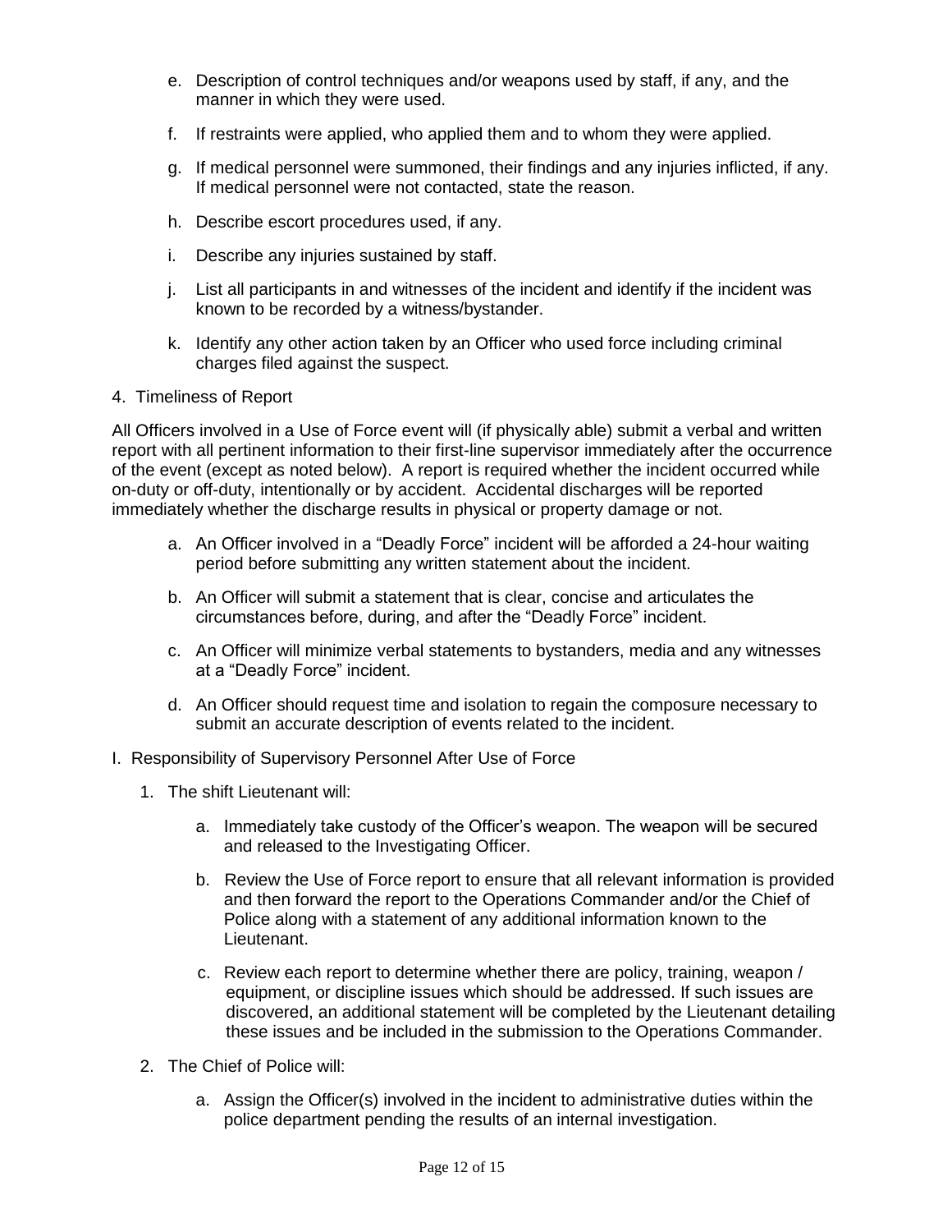e. Description of control techniques and/or weapons used by staff, if any, and the manner in which they were used.

f. If restraints were applied, who applied them and to whom they were applied.

g. If medical personnel were summoned, their findings and any injuries inflicted, if any. If medical personnel were not contacted, state the reason.

h. Describe escort procedures used, if any.

i. Describe any injuries sustained by staff.

j. List all participants in and witnesses of the incident and identify if the incident was known to be recorded by a witness/bystander.

k. Identify any other action taken by an Officer who used force including criminal charges filed against the suspect.

4. Timeliness of Report

All Officers involved in a Use of Force event will (if physically able) submit a verbal and written report with all pertinent information to their first-line supervisor immediately after the occurrence of the event (except as noted below). A report is required whether the incident occurred while on-duty or off-duty, intentionally or by accident. Accidental discharges will be reported immediately whether the discharge results in physical or property damage or not.

a. An Officer involved in a "Deadly Force" incident will be afforded a 24-hour waiting period before submitting any written statement about the incident.

b. An Officer will submit a statement that is clear, concise and articulates the circumstances before, during, and after the "Deadly Force" incident.

c. An Officer will minimize verbal statements to bystanders, media and any witnesses at a "Deadly Force" incident.

d. An Officer should request time and isolation to regain the composure necessary to submit an accurate description of events related to the incident.

I. Responsibility of Supervisory Personnel After Use of Force

1. The shift Lieutenant will:

   a. Immediately take custody of the Officer's weapon. The weapon will be secured and released to the Investigating Officer.

   b. Review the Use of Force report to ensure that all relevant information is provided and then forward the report to the Operations Commander and/or the Chief of Police along with a statement of any additional information known to the Lieutenant.

   c. Review each report to determine whether there are policy, training, weapon / equipment, or discipline issues which should be addressed. If such issues are discovered, an additional statement will be completed by the Lieutenant detailing these issues and be included in the submission to the Operations Commander.

2. The Chief of Police will:

   a. Assign the Officer(s) involved in the incident to administrative duties within the police department pending the results of an internal investigation.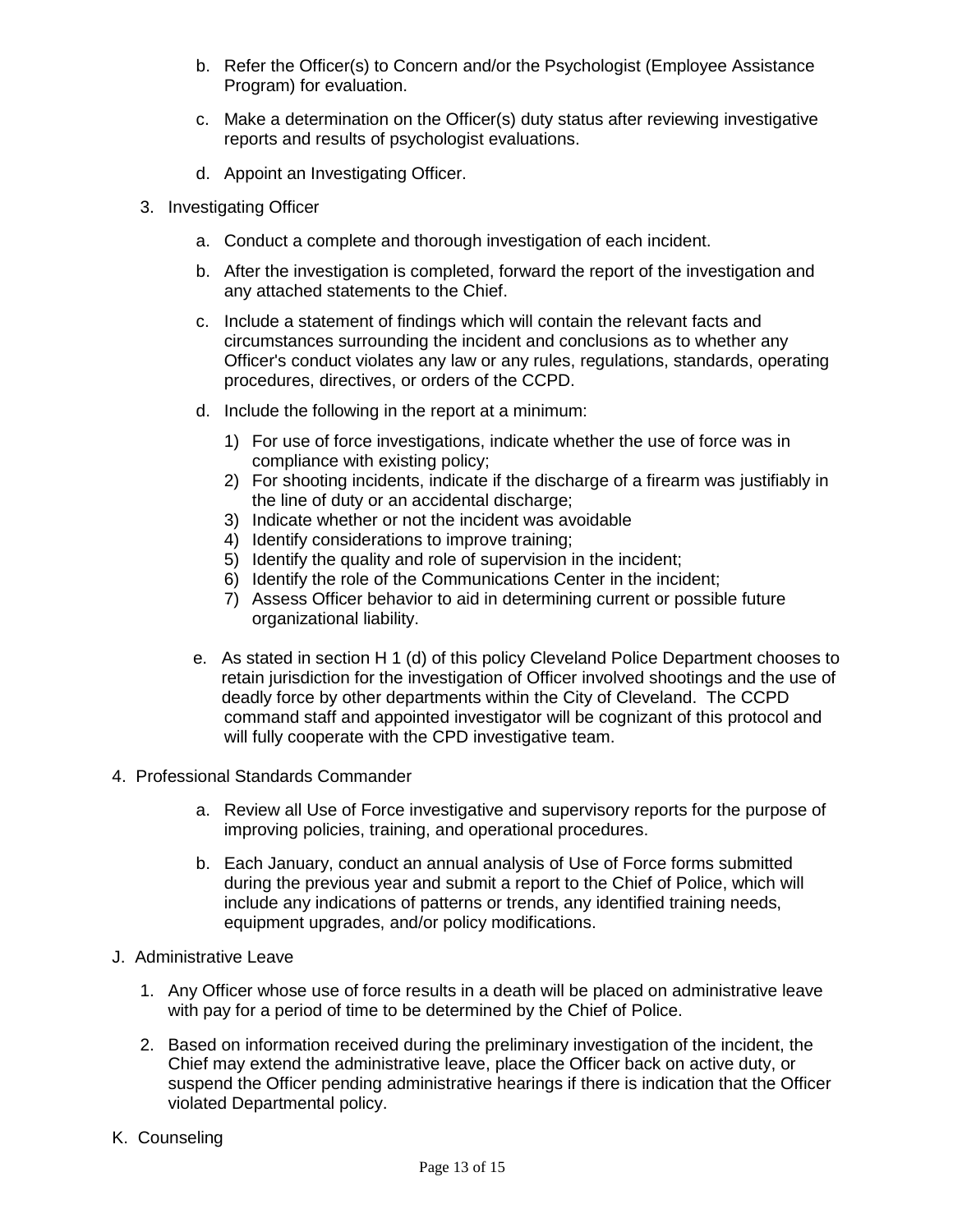b. Refer the Officer(s) to Concern and/or the Psychologist (Employee Assistance Program) for evaluation.

c. Make a determination on the Officer(s) duty status after reviewing investigative reports and results of psychologist evaluations.

d. Appoint an Investigating Officer.

3. Investigating Officer

   a. Conduct a complete and thorough investigation of each incident.

   b. After the investigation is completed, forward the report of the investigation and any attached statements to the Chief.

   c. Include a statement of findings which will contain the relevant facts and circumstances surrounding the incident and conclusions as to whether any Officer's conduct violates any law or any rules, regulations, standards, operating procedures, directives, or orders of the CCPD.

   d. Include the following in the report at a minimum:

      1) For use of force investigations, indicate whether the use of force was in compliance with existing policy;
      2) For shooting incidents, indicate if the discharge of a firearm was justifiably in the line of duty or an accidental discharge;
      3) Indicate whether or not the incident was avoidable
      4) Identify considerations to improve training;
      5) Identify the quality and role of supervision in the incident;
      6) Identify the role of the Communications Center in the incident;
      7) Assess Officer behavior to aid in determining current or possible future organizational liability.

   e. As stated in section H 1 (d) of this policy Cleveland Police Department chooses to retain jurisdiction for the investigation of Officer involved shootings and the use of deadly force by other departments within the City of Cleveland. The CCPD command staff and appointed investigator will be cognizant of this protocol and will fully cooperate with the CPD investigative team.

4. Professional Standards Commander

   a. Review all Use of Force investigative and supervisory reports for the purpose of improving policies, training, and operational procedures.

   b. Each January, conduct an annual analysis of Use of Force forms submitted during the previous year and submit a report to the Chief of Police, which will include any indications of patterns or trends, any identified training needs, equipment upgrades, and/or policy modifications.

J. Administrative Leave

1. Any Officer whose use of force results in a death will be placed on administrative leave with pay for a period of time to be determined by the Chief of Police.

2. Based on information received during the preliminary investigation of the incident, the Chief may extend the administrative leave, place the Officer back on active duty, or suspend the Officer pending administrative hearings if there is indication that the Officer violated Departmental policy.

K. Counseling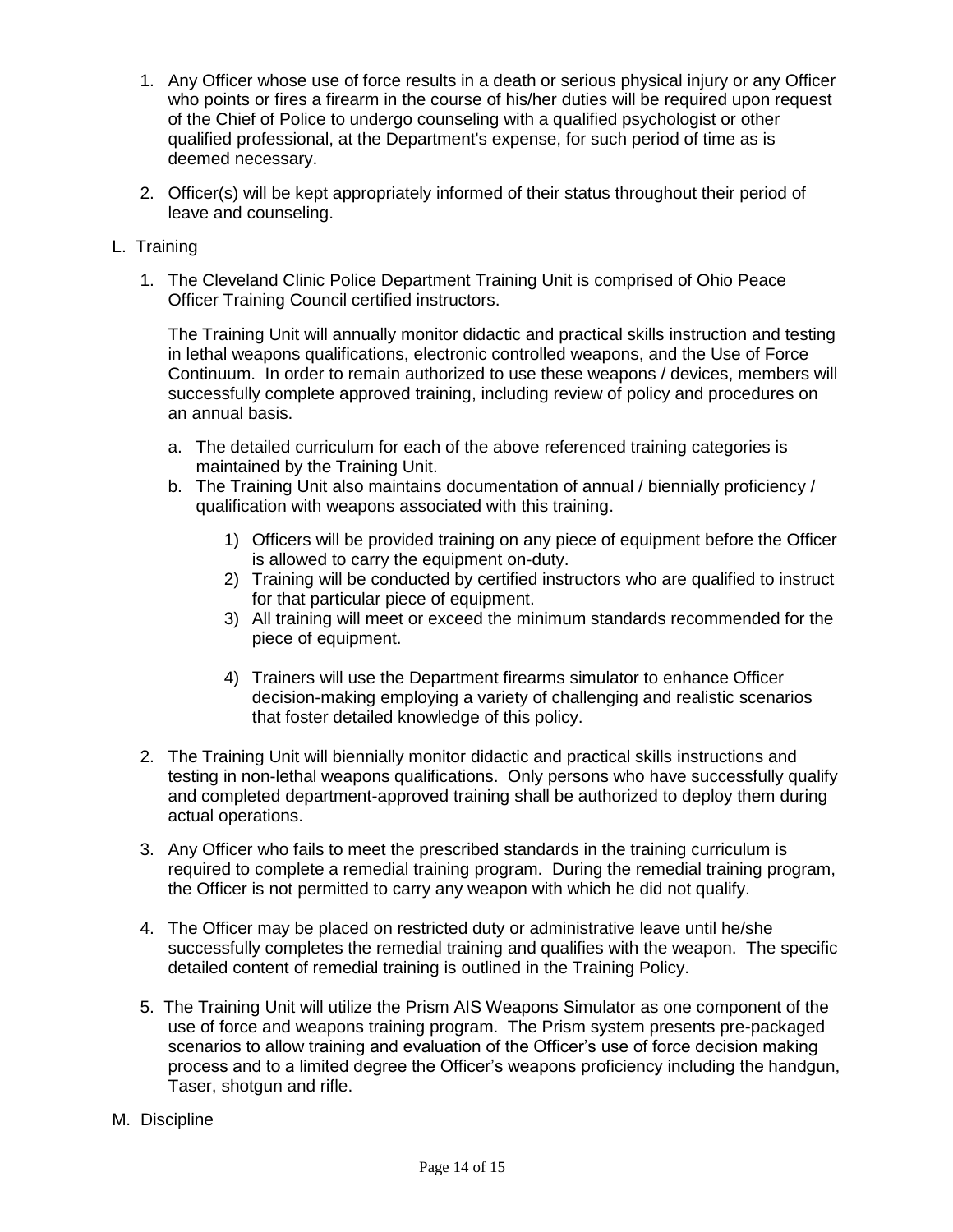1. Any Officer whose use of force results in a death or serious physical injury or any Officer who points or fires a firearm in the course of his/her duties will be required upon request of the Chief of Police to undergo counseling with a qualified psychologist or other qualified professional, at the Department's expense, for such period of time as is deemed necessary.

2. Officer(s) will be kept appropriately informed of their status throughout their period of leave and counseling.

L. Training

1. The Cleveland Clinic Police Department Training Unit is comprised of Ohio Peace Officer Training Council certified instructors.

   The Training Unit will annually monitor didactic and practical skills instruction and testing in lethal weapons qualifications, electronic controlled weapons, and the Use of Force Continuum. In order to remain authorized to use these weapons / devices, members will successfully complete approved training, including review of policy and procedures on an annual basis.

   a. The detailed curriculum for each of the above referenced training categories is maintained by the Training Unit.
   b. The Training Unit also maintains documentation of annual / biennially proficiency / qualification with weapons associated with this training.

      1) Officers will be provided training on any piece of equipment before the Officer is allowed to carry the equipment on-duty.
      2) Training will be conducted by certified instructors who are qualified to instruct for that particular piece of equipment.
      3) All training will meet or exceed the minimum standards recommended for the piece of equipment.
      4) Trainers will use the Department firearms simulator to enhance Officer decision-making employing a variety of challenging and realistic scenarios that foster detailed knowledge of this policy.

2. The Training Unit will biennially monitor didactic and practical skills instructions and testing in non-lethal weapons qualifications. Only persons who have successfully qualify and completed department-approved training shall be authorized to deploy them during actual operations.

3. Any Officer who fails to meet the prescribed standards in the training curriculum is required to complete a remedial training program. During the remedial training program, the Officer is not permitted to carry any weapon with which he did not qualify.

4. The Officer may be placed on restricted duty or administrative leave until he/she successfully completes the remedial training and qualifies with the weapon. The specific detailed content of remedial training is outlined in the Training Policy.

5. The Training Unit will utilize the Prism AIS Weapons Simulator as one component of the use of force and weapons training program. The Prism system presents pre-packaged scenarios to allow training and evaluation of the Officer's use of force decision making process and to a limited degree the Officer's weapons proficiency including the handgun, Taser, shotgun and rifle.

M. Discipline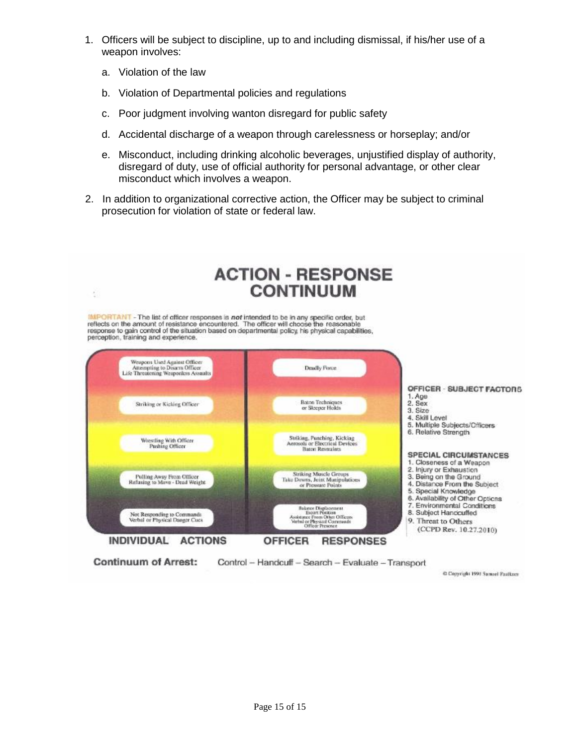1. Officers will be subject to discipline, up to and including dismissal, if his/her use of a weapon involves:

   a. Violation of the law

   b. Violation of Departmental policies and regulations

   c. Poor judgment involving wanton disregard for public safety

   d. Accidental discharge of a weapon through carelessness or horseplay; and/or

   e. Misconduct, including drinking alcoholic beverages, unjustified display of authority, disregard of duty, use of official authority for personal advantage, or other clear misconduct which involves a weapon.

2. In addition to organizational corrective action, the Officer may be subject to criminal prosecution for violation of state or federal law.

# ACTION - RESPONSE CONTINUUM

IMPORTANT - The list of officer responses is ***not*** intended to be in any specific order, but reflects on the amount of resistance encountered. The officer will choose the reasonable response to gain control of the situation based on departmental policy, his physical capabilities, perception, training and experience.

| INDIVIDUAL ACTIONS | OFFICER RESPONSES |
| --- | --- |
| Weapons Used Against Officer<br>Attempting to Disarm Officer<br>Life Threatening Weaponless Assaults | Deadly Force |
| Striking or Kicking Officer | Baton Techniques<br>or Sleeper Holds |
| Wrestling With Officer<br>Pushing Officer | Striking, Punching, Kicking<br>Aerosols or Electrical Devices<br>Baton Restraints |
| Pulling Away From Officer<br>Refusing to Move - Dead Weight | Striking Muscle Groups<br>Take Downs, Joint Manipulations<br>or Pressure Points |
| Not Responding to Commands<br>Verbal or Physical Danger Cues | Balance Displacement<br>Escort Position<br>Assistance From Other Officers<br>Verbal or Physical Commands<br>Officer Presence |

**OFFICER - SUBJECT FACTORS**

1. Age
2. Sex
3. Size
4. Skill Level
5. Multiple Subjects/Officers
6. Relative Strength

**SPECIAL CIRCUMSTANCES**

1. Closeness of a Weapon
2. Injury or Exhaustion
3. Being on the Ground
4. Distance From the Subject
5. Special Knowledge
6. Availability of Other Options
7. Environmental Conditions
8. Subject Handcuffed
9. Threat to Others

(CCPD Rev. 10.27.2010)

**Continuum of Arrest:** Control – Handcuff – Search – Evaluate – Transport

© Copyright 1991 Samuel Faulkner